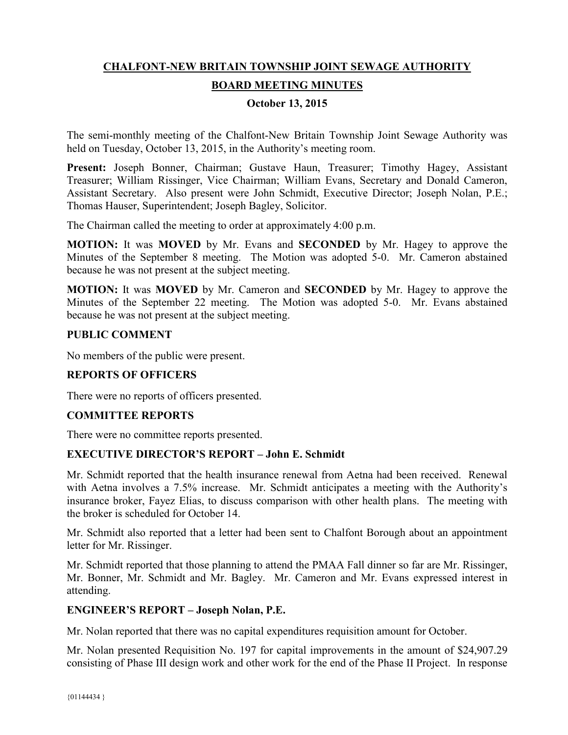# CHALFONT-NEW BRITAIN TOWNSHIP JOINT SEWAGE AUTHORITY

## BOARD MEETING MINUTES

### October 13, 2015

The semi-monthly meeting of the Chalfont-New Britain Township Joint Sewage Authority was held on Tuesday, October 13, 2015, in the Authority's meeting room.

**Present:** Joseph Bonner, Chairman; Gustave Haun, Treasurer; Timothy Hagey, Assistant Treasurer; William Rissinger, Vice Chairman; William Evans, Secretary and Donald Cameron, Assistant Secretary. Also present were John Schmidt, Executive Director; Joseph Nolan, P.E.; Thomas Hauser, Superintendent; Joseph Bagley, Solicitor.

The Chairman called the meeting to order at approximately 4:00 p.m.

**MOTION:** It was **MOVED** by Mr. Evans and **SECONDED** by Mr. Hagey to approve the Minutes of the September 8 meeting. The Motion was adopted 5-0. Mr. Cameron abstained because he was not present at the subject meeting.

**MOTION:** It was **MOVED** by Mr. Cameron and **SECONDED** by Mr. Hagey to approve the Minutes of the September 22 meeting. The Motion was adopted 5-0. Mr. Evans abstained because he was not present at the subject meeting.

**PUBLIC COMMENT**

No members of the public were present.

**REPORTS OF OFFICERS**

There were no reports of officers presented.

**COMMITTEE REPORTS**

There were no committee reports presented.

**EXECUTIVE DIRECTOR'S REPORT – John E. Schmidt**

Mr. Schmidt reported that the health insurance renewal from Aetna had been received. Renewal with Aetna involves a 7.5% increase. Mr. Schmidt anticipates a meeting with the Authority's insurance broker, Fayez Elias, to discuss comparison with other health plans. The meeting with the broker is scheduled for October 14.

Mr. Schmidt also reported that a letter had been sent to Chalfont Borough about an appointment letter for Mr. Rissinger.

Mr. Schmidt reported that those planning to attend the PMAA Fall dinner so far are Mr. Rissinger, Mr. Bonner, Mr. Schmidt and Mr. Bagley. Mr. Cameron and Mr. Evans expressed interest in attending.

**ENGINEER'S REPORT – Joseph Nolan, P.E.**

Mr. Nolan reported that there was no capital expenditures requisition amount for October.

Mr. Nolan presented Requisition No. 197 for capital improvements in the amount of $24,907.29 consisting of Phase III design work and other work for the end of the Phase II Project. In response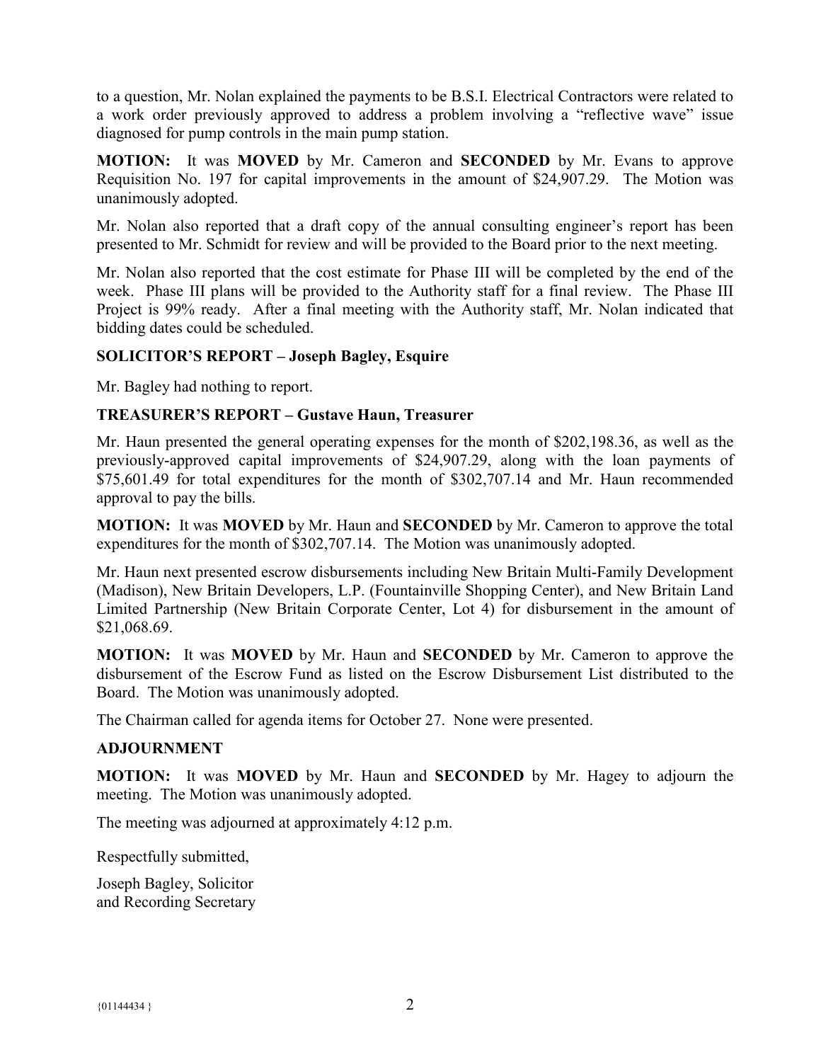to a question, Mr. Nolan explained the payments to be B.S.I. Electrical Contractors were related to a work order previously approved to address a problem involving a "reflective wave" issue diagnosed for pump controls in the main pump station.

**MOTION:** It was **MOVED** by Mr. Cameron and **SECONDED** by Mr. Evans to approve Requisition No. 197 for capital improvements in the amount of $24,907.29. The Motion was unanimously adopted.

Mr. Nolan also reported that a draft copy of the annual consulting engineer's report has been presented to Mr. Schmidt for review and will be provided to the Board prior to the next meeting.

Mr. Nolan also reported that the cost estimate for Phase III will be completed by the end of the week. Phase III plans will be provided to the Authority staff for a final review. The Phase III Project is 99% ready. After a final meeting with the Authority staff, Mr. Nolan indicated that bidding dates could be scheduled.

**SOLICITOR'S REPORT – Joseph Bagley, Esquire**

Mr. Bagley had nothing to report.

**TREASURER'S REPORT – Gustave Haun, Treasurer**

Mr. Haun presented the general operating expenses for the month of $202,198.36, as well as the previously-approved capital improvements of $24,907.29, along with the loan payments of $75,601.49 for total expenditures for the month of $302,707.14 and Mr. Haun recommended approval to pay the bills.

**MOTION:** It was **MOVED** by Mr. Haun and **SECONDED** by Mr. Cameron to approve the total expenditures for the month of $302,707.14. The Motion was unanimously adopted.

Mr. Haun next presented escrow disbursements including New Britain Multi-Family Development (Madison), New Britain Developers, L.P. (Fountainville Shopping Center), and New Britain Land Limited Partnership (New Britain Corporate Center, Lot 4) for disbursement in the amount of $21,068.69.

**MOTION:** It was **MOVED** by Mr. Haun and **SECONDED** by Mr. Cameron to approve the disbursement of the Escrow Fund as listed on the Escrow Disbursement List distributed to the Board. The Motion was unanimously adopted.

The Chairman called for agenda items for October 27. None were presented.

**ADJOURNMENT**

**MOTION:** It was **MOVED** by Mr. Haun and **SECONDED** by Mr. Hagey to adjourn the meeting. The Motion was unanimously adopted.

The meeting was adjourned at approximately 4:12 p.m.

Respectfully submitted,

Joseph Bagley, Solicitor
and Recording Secretary

{01144434 }